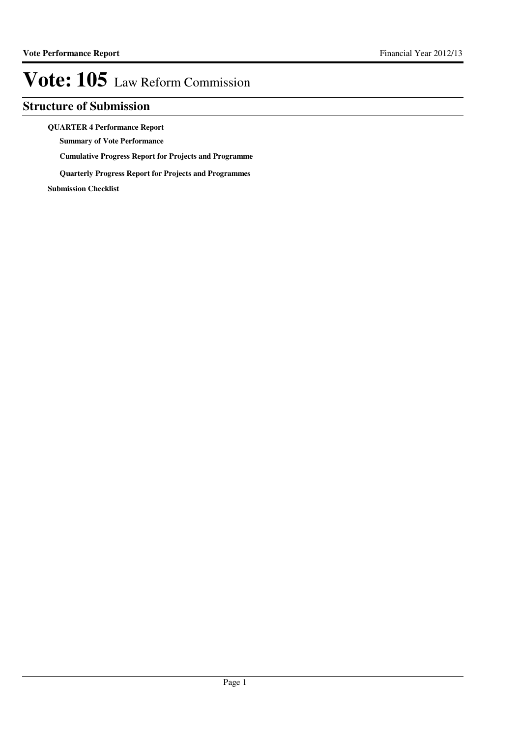# Vote: 105 Law Reform Commission

## Structure of Submission

**QUARTER 4 Performance Report**

- **Summary of Vote Performance**
- **Cumulative Progress Report for Projects and Programme**
- **Quarterly Progress Report for Projects and Programmes**

**Submission Checklist**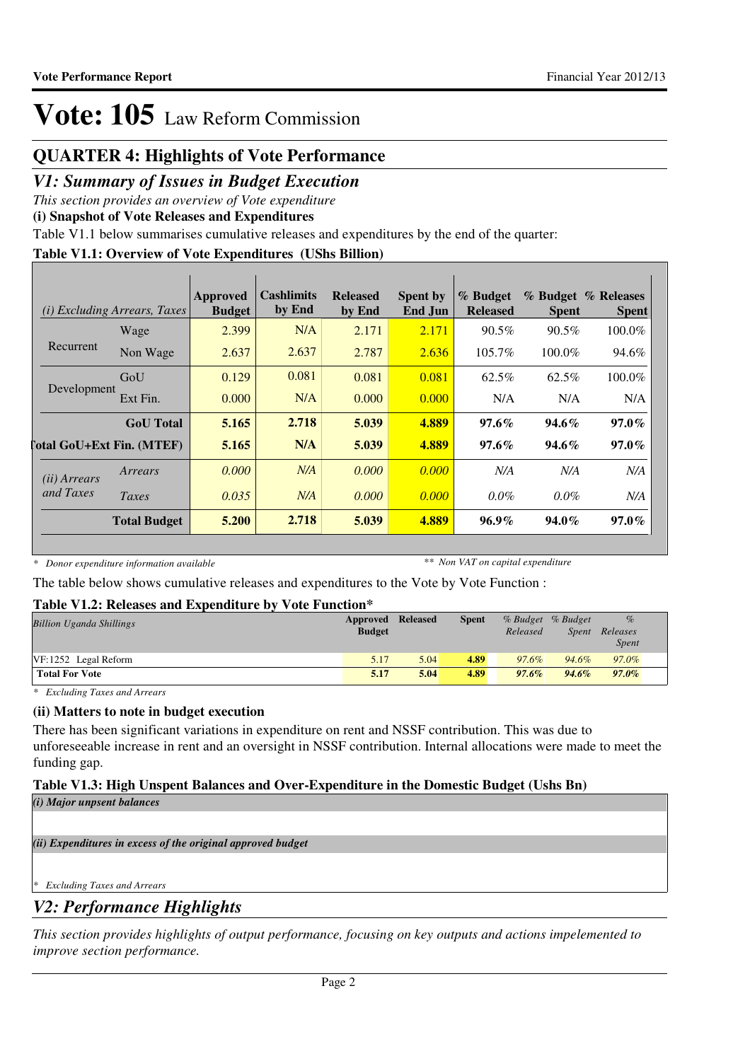# Vote: 105 Law Reform Commission

## QUARTER 4: Highlights of Vote Performance

## *V1: Summary of Issues in Budget Execution*

*This section provides an overview of Vote expenditure*

**(i) Snapshot of Vote Releases and Expenditures**

Table V1.1 below summarises cumulative releases and expenditures by the end of the quarter:

**Table V1.1: Overview of Vote Expenditures (UShs Billion)**

| *(i) Excluding Arrears, Taxes* | | Approved Budget | Cashlimits by End | Released by End | Spent by End Jun | % Budget Released | % Budget Spent | % Releases Spent |
|---|---|---|---|---|---|---|---|---|
| Recurrent | Wage | 2.399 | N/A | 2.171 | 2.171 | 90.5% | 90.5% | 100.0% |
| | Non Wage | 2.637 | 2.637 | 2.787 | 2.636 | 105.7% | 100.0% | 94.6% |
| Development | GoU | 0.129 | 0.081 | 0.081 | 0.081 | 62.5% | 62.5% | 100.0% |
| | Ext Fin. | 0.000 | N/A | 0.000 | 0.000 | N/A | N/A | N/A |
| | **GoU Total** | **5.165** | **2.718** | **5.039** | **4.889** | **97.6%** | **94.6%** | **97.0%** |
| **Total GoU+Ext Fin. (MTEF)** | | **5.165** | **N/A** | **5.039** | **4.889** | **97.6%** | **94.6%** | **97.0%** |
| *(ii) Arrears and Taxes* | *Arrears* | *0.000* | *N/A* | *0.000* | *0.000* | *N/A* | *N/A* | *N/A* |
| | *Taxes* | *0.035* | *N/A* | *0.000* | *0.000* | *0.0%* | *0.0%* | *N/A* |
| | **Total Budget** | **5.200** | **2.718** | **5.039** | **4.889** | **96.9%** | **94.0%** | **97.0%** |

*\* Donor expenditure information available* *\*\* Non VAT on capital expenditure*

The table below shows cumulative releases and expenditures to the Vote by Vote Function :

**Table V1.2: Releases and Expenditure by Vote Function***

| *Billion Uganda Shillings* | Approved Budget | Released | Spent | *% Budget Released* | *% Budget Spent* | *% Releases Spent* |
|---|---|---|---|---|---|---|
| VF:1252 Legal Reform | 5.17 | 5.04 | **4.89** | *97.6%* | *94.6%* | *97.0%* |
| **Total For Vote** | **5.17** | **5.04** | **4.89** | ***97.6%*** | ***94.6%*** | ***97.0%*** |

*\* Excluding Taxes and Arrears*

**(ii) Matters to note in budget execution**

There has been significant variations in expenditure on rent and NSSF contribution. This was due to unforeseeable increase in rent and an oversight in NSSF contribution. Internal allocations were made to meet the funding gap.

**Table V1.3: High Unspent Balances and Over-Expenditure in the Domestic Budget (Ushs Bn)**

*(i) Major unpsent balances*

*(ii) Expenditures in excess of the original approved budget*

*\* Excluding Taxes and Arrears*

## *V2: Performance Highlights*

*This section provides highlights of output performance, focusing on key outputs and actions impelemented to improve section performance.*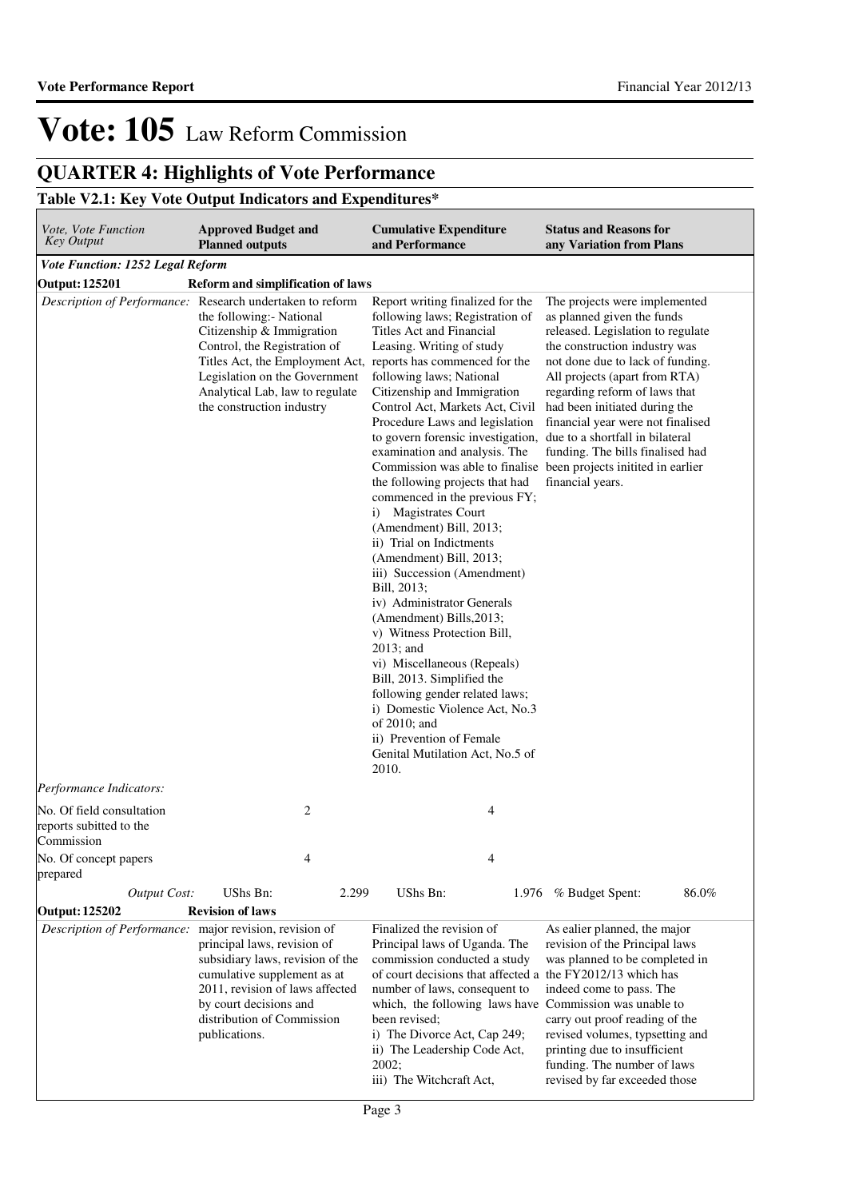# Vote: 105 Law Reform Commission

## QUARTER 4: Highlights of Vote Performance

### Table V2.1: Key Vote Output Indicators and Expenditures*

| *Vote, Vote Function Key Output* | **Approved Budget and Planned outputs** | **Cumulative Expenditure and Performance** | **Status and Reasons for any Variation from Plans** |
|---|---|---|---|
| ***Vote Function: 1252 Legal Reform*** | | | |
| **Output: 125201** | **Reform and simplification of laws** | | |
| *Description of Performance:* | Research undertaken to reform the following:- National Citizenship & Immigration Control, the Registration of Titles Act, the Employment Act, Legislation on the Government Analytical Lab, law to regulate the construction industry | Report writing finalized for the following laws; Registration of Titles Act and Financial Leasing. Writing of study reports has commenced for the following laws; National Citizenship and Immigration Control Act, Markets Act, Civil Procedure Laws and legislation to govern forensic investigation, examination and analysis. The Commission was able to finalise the following projects that had commenced in the previous FY; i) Magistrates Court (Amendment) Bill, 2013; ii) Trial on Indictments (Amendment) Bill, 2013; iii) Succession (Amendment) Bill, 2013; iv) Administrator Generals (Amendment) Bills,2013; v) Witness Protection Bill, 2013; and vi) Miscellaneous (Repeals) Bill, 2013. Simplified the following gender related laws; i) Domestic Violence Act, No.3 of 2010; and ii) Prevention of Female Genital Mutilation Act, No.5 of 2010. | The projects were implemented as planned given the funds released. Legislation to regulate the construction industry was not done due to lack of funding. All projects (apart from RTA) regarding reform of laws that had been initiated during the financial year were not finalised due to a shortfall in bilateral funding. The bills finalised had been projects initited in earlier financial years. |
| *Performance Indicators:* | | | |
| No. Of field consultation reports subitted to the Commission | 2 | 4 | |
| No. Of concept papers prepared | 4 | 4 | |
| *Output Cost:* | UShs Bn: 2.299 | UShs Bn: 1.976 | % Budget Spent: 86.0% |
| **Output: 125202** | **Revision of laws** | | |
| *Description of Performance:* | major revision, revision of principal laws, revision of subsidiary laws, revision of the cumulative supplement as at 2011, revision of laws affected by court decisions and distribution of Commission publications. | Finalized the revision of Principal laws of Uganda. The commission conducted a study of court decisions that affected a number of laws, consequent to which, the following laws have been revised; i) The Divorce Act, Cap 249; ii) The Leadership Code Act, 2002; iii) The Witchcraft Act, | As ealier planned, the major revision of the Principal laws was planned to be completed in the FY2012/13 which has indeed come to pass. The Commission was unable to carry out proof reading of the revised volumes, typsetting and printing due to insufficient funding. The number of laws revised by far exceeded those |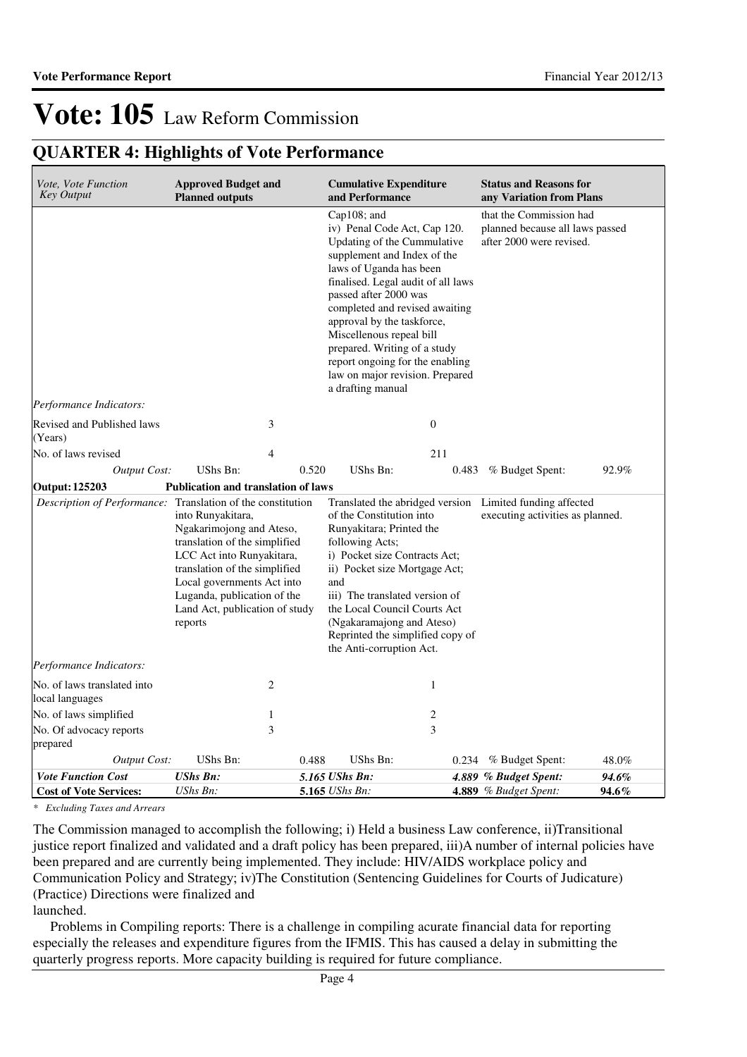# Vote: 105 Law Reform Commission

## QUARTER 4: Highlights of Vote Performance

| *Vote, Vote Function Key Output* | **Approved Budget and Planned outputs** | | **Cumulative Expenditure and Performance** | | **Status and Reasons for any Variation from Plans** | |
|---|---|---|---|---|---|---|
| | | | Cap108; and iv) Penal Code Act, Cap 120. Updating of the Cummulative supplement and Index of the laws of Uganda has been finalised. Legal audit of all laws passed after 2000 was completed and revised awaiting approval by the taskforce, Miscellenous repeal bill prepared. Writing of a study report ongoing for the enabling law on major revision. Prepared a drafting manual | | that the Commission had planned because all laws passed after 2000 were revised. | |
| *Performance Indicators:* | | | | | | |
| Revised and Published laws (Years) | 3 | | 0 | | | |
| No. of laws revised | 4 | | 211 | | | |
| *Output Cost:* | UShs Bn: | 0.520 | UShs Bn: | 0.483 | % Budget Spent: | 92.9% |
| **Output: 125203** | **Publication and translation of laws** | | | | | |
| *Description of Performance:* | Translation of the constitution into Runyakitara, Ngakarimojong and Ateso, translation of the simplified LCC Act into Runyakitara, translation of the simplified Local governments Act into Luganda, publication of the Land Act, publication of study reports | | Translated the abridged version of the Constitution into Runyakitara; Printed the following Acts; i) Pocket size Contracts Act; ii) Pocket size Mortgage Act; and iii) The translated version of the Local Council Courts Act (Ngakaramajong and Ateso) Reprinted the simplified copy of the Anti-corruption Act. | | Limited funding affected executing activities as planned. | |
| *Performance Indicators:* | | | | | | |
| No. of laws translated into local languages | 2 | | 1 | | | |
| No. of laws simplified | 1 | | 2 | | | |
| No. Of advocacy reports prepared | 3 | | 3 | | | |
| *Output Cost:* | UShs Bn: | 0.488 | UShs Bn: | 0.234 | % Budget Spent: | 48.0% |
| ***Vote Function Cost*** | ***UShs Bn:*** | ***5.165*** | ***UShs Bn:*** | ***4.889*** | ***% Budget Spent:*** | ***94.6%*** |
| **Cost of Vote Services:** | *UShs Bn:* | **5.165** | *UShs Bn:* | **4.889** | *% Budget Spent:* | **94.6%** |

*\* Excluding Taxes and Arrears*

The Commission managed to accomplish the following; i) Held a business Law conference, ii)Transitional justice report finalized and validated and a draft policy has been prepared, iii)A number of internal policies have been prepared and are currently being implemented. They include: HIV/AIDS workplace policy and Communication Policy and Strategy; iv)The Constitution (Sentencing Guidelines for Courts of Judicature) (Practice) Directions were finalized and launched.

Problems in Compiling reports: There is a challenge in compiling acurate financial data for reporting especially the releases and expenditure figures from the IFMIS. This has caused a delay in submitting the quarterly progress reports. More capacity building is required for future compliance.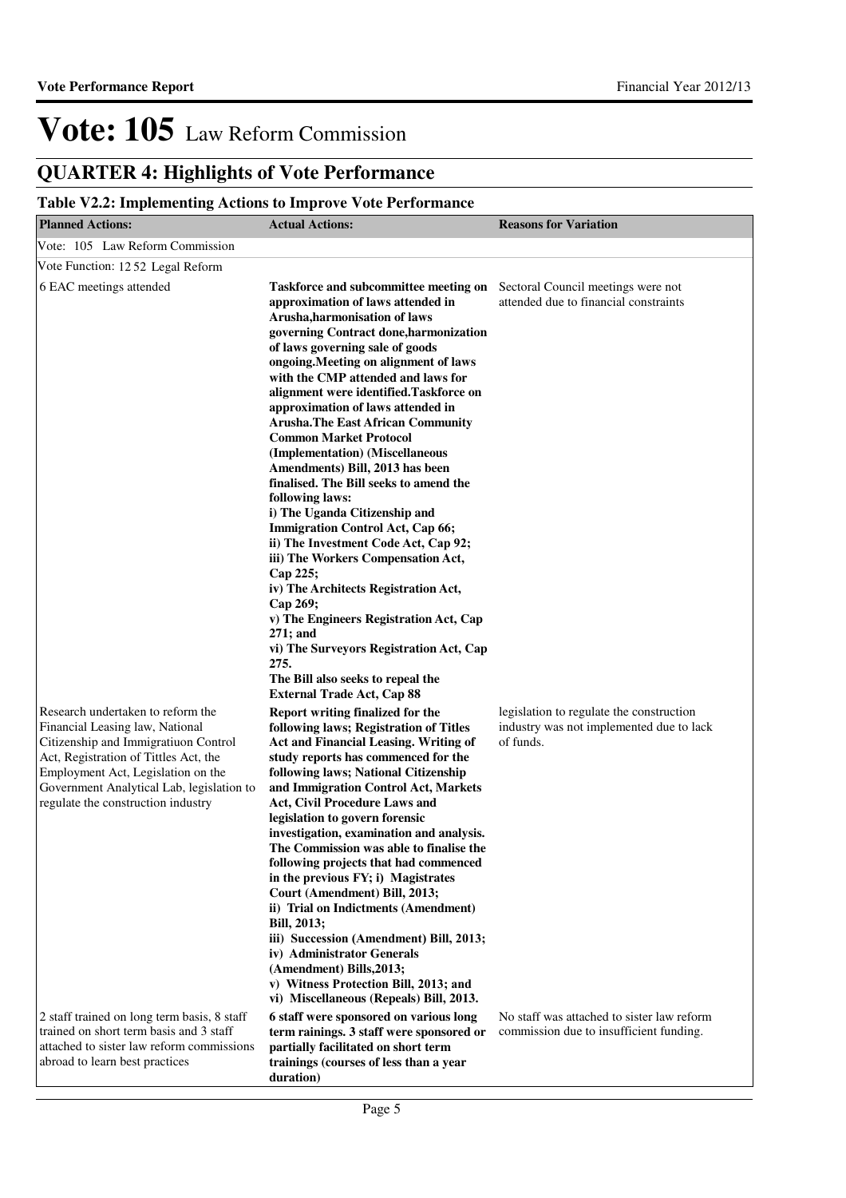# Vote: 105 Law Reform Commission

## QUARTER 4: Highlights of Vote Performance

### Table V2.2: Implementing Actions to Improve Vote Performance

| Planned Actions: | Actual Actions: | Reasons for Variation |
|---|---|---|
| Vote: 105 Law Reform Commission | | |
| Vote Function: 12 52 Legal Reform | | |
| 6 EAC meetings attended | **Taskforce and subcommittee meeting on approximation of laws attended in Arusha,harmonisation of laws governing Contract done,harmonization of laws governing sale of goods ongoing.Meeting on alignment of laws with the CMP attended and laws for alignment were identified.Taskforce on approximation of laws attended in Arusha.The East African Community Common Market Protocol (Implementation) (Miscellaneous Amendments) Bill, 2013 has been finalised. The Bill seeks to amend the following laws:<br>i) The Uganda Citizenship and Immigration Control Act, Cap 66;<br>ii) The Investment Code Act, Cap 92;<br>iii) The Workers Compensation Act, Cap 225;<br>iv) The Architects Registration Act, Cap 269;<br>v) The Engineers Registration Act, Cap 271; and<br>vi) The Surveyors Registration Act, Cap 275.<br>The Bill also seeks to repeal the External Trade Act, Cap 88** | Sectoral Council meetings were not attended due to financial constraints |
| Research undertaken to reform the Financial Leasing law, National Citizenship and Immigratiuon Control Act, Registration of Tittles Act, the Employment Act, Legislation on the Government Analytical Lab, legislation to regulate the construction industry | **Report writing finalized for the following laws; Registration of Titles Act and Financial Leasing. Writing of study reports has commenced for the following laws; National Citizenship and Immigration Control Act, Markets Act, Civil Procedure Laws and legislation to govern forensic investigation, examination and analysis. The Commission was able to finalise the following projects that had commenced in the previous FY; i) Magistrates Court (Amendment) Bill, 2013;<br>ii) Trial on Indictments (Amendment) Bill, 2013;<br>iii) Succession (Amendment) Bill, 2013;<br>iv) Administrator Generals (Amendment) Bills,2013;<br>v) Witness Protection Bill, 2013; and<br>vi) Miscellaneous (Repeals) Bill, 2013.** | legislation to regulate the construction industry was not implemented due to lack of funds. |
| 2 staff trained on long term basis, 8 staff trained on short term basis and 3 staff attached to sister law reform commissions abroad to learn best practices | **6 staff were sponsored on various long term rainings. 3 staff were sponsored or partially facilitated on short term trainings (courses of less than a year duration)** | No staff was attached to sister law reform commission due to insufficient funding. |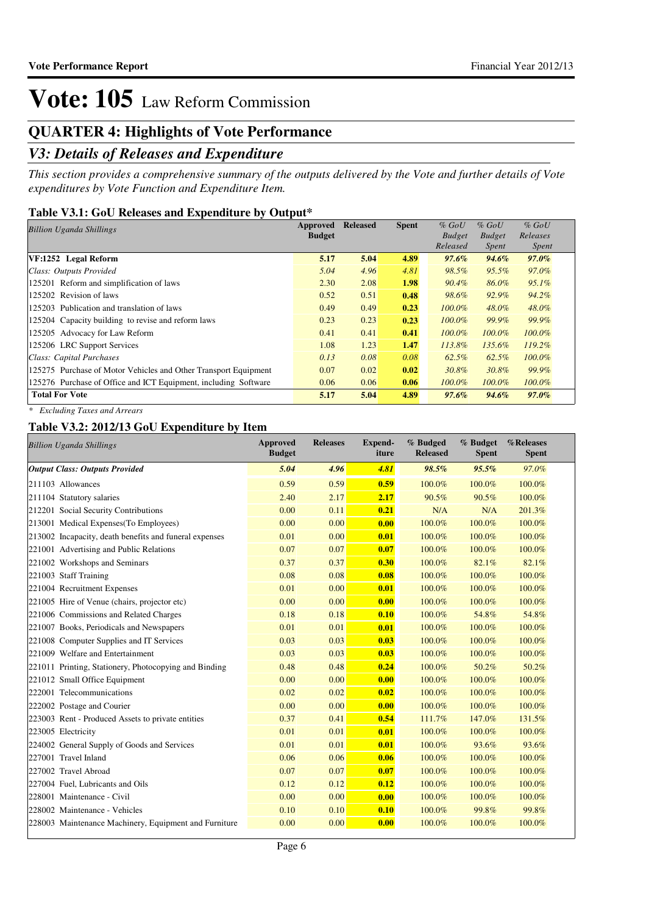# Vote: 105 Law Reform Commission

## QUARTER 4: Highlights of Vote Performance

### *V3: Details of Releases and Expenditure*

*This section provides a comprehensive summary of the outputs delivered by the Vote and further details of Vote expenditures by Vote Function and Expenditure Item.*

#### Table V3.1: GoU Releases and Expenditure by Output*

| *Billion Uganda Shillings* | Approved Budget | Released | Spent | *% GoU Budget Released* | *% GoU Budget Spent* | *% GoU Releases Spent* |
|---|---|---|---|---|---|---|
| **VF:1252 Legal Reform** | **5.17** | **5.04** | **4.89** | ***97.6%*** | ***94.6%*** | ***97.0%*** |
| *Class: Outputs Provided* | *5.04* | *4.96* | *4.81* | *98.5%* | *95.5%* | *97.0%* |
| 125201 Reform and simplification of laws | 2.30 | 2.08 | **1.98** | *90.4%* | *86.0%* | *95.1%* |
| 125202 Revision of laws | 0.52 | 0.51 | **0.48** | *98.6%* | *92.9%* | *94.2%* |
| 125203 Publication and translation of laws | 0.49 | 0.49 | **0.23** | *100.0%* | *48.0%* | *48.0%* |
| 125204 Capacity building to revise and reform laws | 0.23 | 0.23 | **0.23** | *100.0%* | *99.9%* | *99.9%* |
| 125205 Advocacy for Law Reform | 0.41 | 0.41 | **0.41** | *100.0%* | *100.0%* | *100.0%* |
| 125206 LRC Support Services | 1.08 | 1.23 | **1.47** | *113.8%* | *135.6%* | *119.2%* |
| *Class: Capital Purchases* | *0.13* | *0.08* | *0.08* | *62.5%* | *62.5%* | *100.0%* |
| 125275 Purchase of Motor Vehicles and Other Transport Equipment | 0.07 | 0.02 | **0.02** | *30.8%* | *30.8%* | *99.9%* |
| 125276 Purchase of Office and ICT Equipment, including Software | 0.06 | 0.06 | **0.06** | *100.0%* | *100.0%* | *100.0%* |
| **Total For Vote** | **5.17** | **5.04** | **4.89** | ***97.6%*** | ***94.6%*** | ***97.0%*** |

*\* Excluding Taxes and Arrears*

#### Table V3.2: 2012/13 GoU Expenditure by Item

| *Billion Uganda Shillings* | Approved Budget | Releases | Expend-iture | % Budged Released | % Budget Spent | %Releases Spent |
|---|---|---|---|---|---|---|
| ***Output Class: Outputs Provided*** | ***5.04*** | ***4.96*** | ***4.81*** | ***98.5%*** | ***95.5%*** | *97.0%* |
| 211103 Allowances | 0.59 | 0.59 | **0.59** | 100.0% | 100.0% | 100.0% |
| 211104 Statutory salaries | 2.40 | 2.17 | **2.17** | 90.5% | 90.5% | 100.0% |
| 212201 Social Security Contributions | 0.00 | 0.11 | **0.21** | N/A | N/A | 201.3% |
| 213001 Medical Expenses(To Employees) | 0.00 | 0.00 | **0.00** | 100.0% | 100.0% | 100.0% |
| 213002 Incapacity, death benefits and funeral expenses | 0.01 | 0.00 | **0.01** | 100.0% | 100.0% | 100.0% |
| 221001 Advertising and Public Relations | 0.07 | 0.07 | **0.07** | 100.0% | 100.0% | 100.0% |
| 221002 Workshops and Seminars | 0.37 | 0.37 | **0.30** | 100.0% | 82.1% | 82.1% |
| 221003 Staff Training | 0.08 | 0.08 | **0.08** | 100.0% | 100.0% | 100.0% |
| 221004 Recruitment Expenses | 0.01 | 0.00 | **0.01** | 100.0% | 100.0% | 100.0% |
| 221005 Hire of Venue (chairs, projector etc) | 0.00 | 0.00 | **0.00** | 100.0% | 100.0% | 100.0% |
| 221006 Commissions and Related Charges | 0.18 | 0.18 | **0.10** | 100.0% | 54.8% | 54.8% |
| 221007 Books, Periodicals and Newspapers | 0.01 | 0.01 | **0.01** | 100.0% | 100.0% | 100.0% |
| 221008 Computer Supplies and IT Services | 0.03 | 0.03 | **0.03** | 100.0% | 100.0% | 100.0% |
| 221009 Welfare and Entertainment | 0.03 | 0.03 | **0.03** | 100.0% | 100.0% | 100.0% |
| 221011 Printing, Stationery, Photocopying and Binding | 0.48 | 0.48 | **0.24** | 100.0% | 50.2% | 50.2% |
| 221012 Small Office Equipment | 0.00 | 0.00 | **0.00** | 100.0% | 100.0% | 100.0% |
| 222001 Telecommunications | 0.02 | 0.02 | **0.02** | 100.0% | 100.0% | 100.0% |
| 222002 Postage and Courier | 0.00 | 0.00 | **0.00** | 100.0% | 100.0% | 100.0% |
| 223003 Rent - Produced Assets to private entities | 0.37 | 0.41 | **0.54** | 111.7% | 147.0% | 131.5% |
| 223005 Electricity | 0.01 | 0.01 | **0.01** | 100.0% | 100.0% | 100.0% |
| 224002 General Supply of Goods and Services | 0.01 | 0.01 | **0.01** | 100.0% | 93.6% | 93.6% |
| 227001 Travel Inland | 0.06 | 0.06 | **0.06** | 100.0% | 100.0% | 100.0% |
| 227002 Travel Abroad | 0.07 | 0.07 | **0.07** | 100.0% | 100.0% | 100.0% |
| 227004 Fuel, Lubricants and Oils | 0.12 | 0.12 | **0.12** | 100.0% | 100.0% | 100.0% |
| 228001 Maintenance - Civil | 0.00 | 0.00 | **0.00** | 100.0% | 100.0% | 100.0% |
| 228002 Maintenance - Vehicles | 0.10 | 0.10 | **0.10** | 100.0% | 99.8% | 99.8% |
| 228003 Maintenance Machinery, Equipment and Furniture | 0.00 | 0.00 | **0.00** | 100.0% | 100.0% | 100.0% |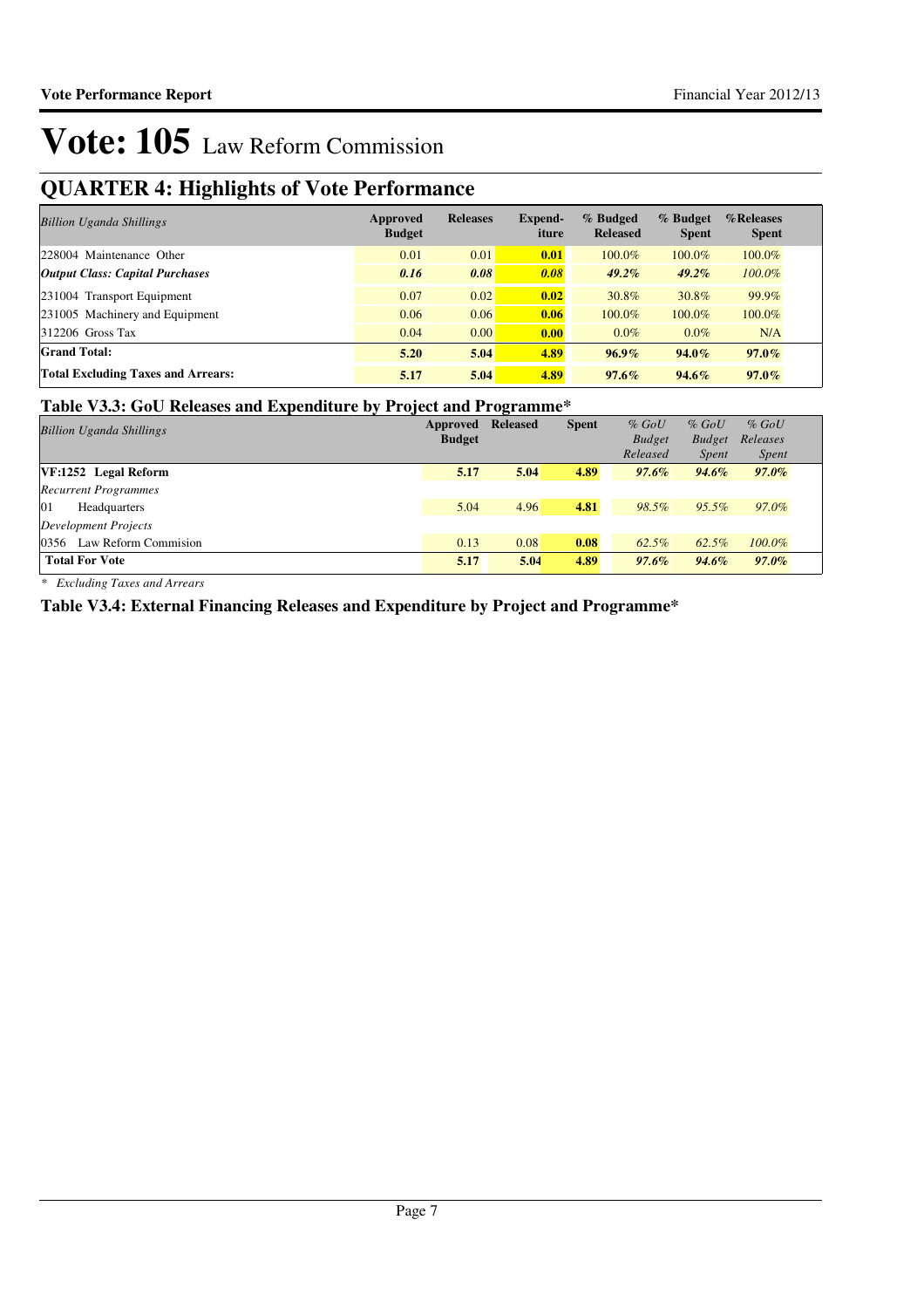# Vote: 105 Law Reform Commission

## QUARTER 4: Highlights of Vote Performance

| *Billion Uganda Shillings* | Approved Budget | Releases | Expend-iture | % Budged Released | % Budget Spent | %Releases Spent |
|---|---|---|---|---|---|---|
| 228004 Maintenance Other | 0.01 | 0.01 | 0.01 | 100.0% | 100.0% | 100.0% |
| ***Output Class: Capital Purchases*** | ***0.16*** | ***0.08*** | ***0.08*** | ***49.2%*** | ***49.2%*** | *100.0%* |
| 231004 Transport Equipment | 0.07 | 0.02 | 0.02 | 30.8% | 30.8% | 99.9% |
| 231005 Machinery and Equipment | 0.06 | 0.06 | 0.06 | 100.0% | 100.0% | 100.0% |
| 312206 Gross Tax | 0.04 | 0.00 | 0.00 | 0.0% | 0.0% | N/A |
| **Grand Total:** | **5.20** | **5.04** | **4.89** | **96.9%** | **94.0%** | **97.0%** |
| **Total Excluding Taxes and Arrears:** | **5.17** | **5.04** | **4.89** | **97.6%** | **94.6%** | **97.0%** |

### Table V3.3: GoU Releases and Expenditure by Project and Programme*

| *Billion Uganda Shillings* | Approved Budget | Released | Spent | *% GoU Budget Released* | *% GoU Budget Spent* | *% GoU Releases Spent* |
|---|---|---|---|---|---|---|
| **VF:1252 Legal Reform** | **5.17** | **5.04** | **4.89** | ***97.6%*** | ***94.6%*** | ***97.0%*** |
| *Recurrent Programmes* | | | | | | |
| 01 Headquarters | 5.04 | 4.96 | 4.81 | *98.5%* | *95.5%* | *97.0%* |
| *Development Projects* | | | | | | |
| 0356 Law Reform Commision | 0.13 | 0.08 | 0.08 | *62.5%* | *62.5%* | *100.0%* |
| **Total For Vote** | **5.17** | **5.04** | **4.89** | ***97.6%*** | ***94.6%*** | ***97.0%*** |

*\* Excluding Taxes and Arrears*

### Table V3.4: External Financing Releases and Expenditure by Project and Programme*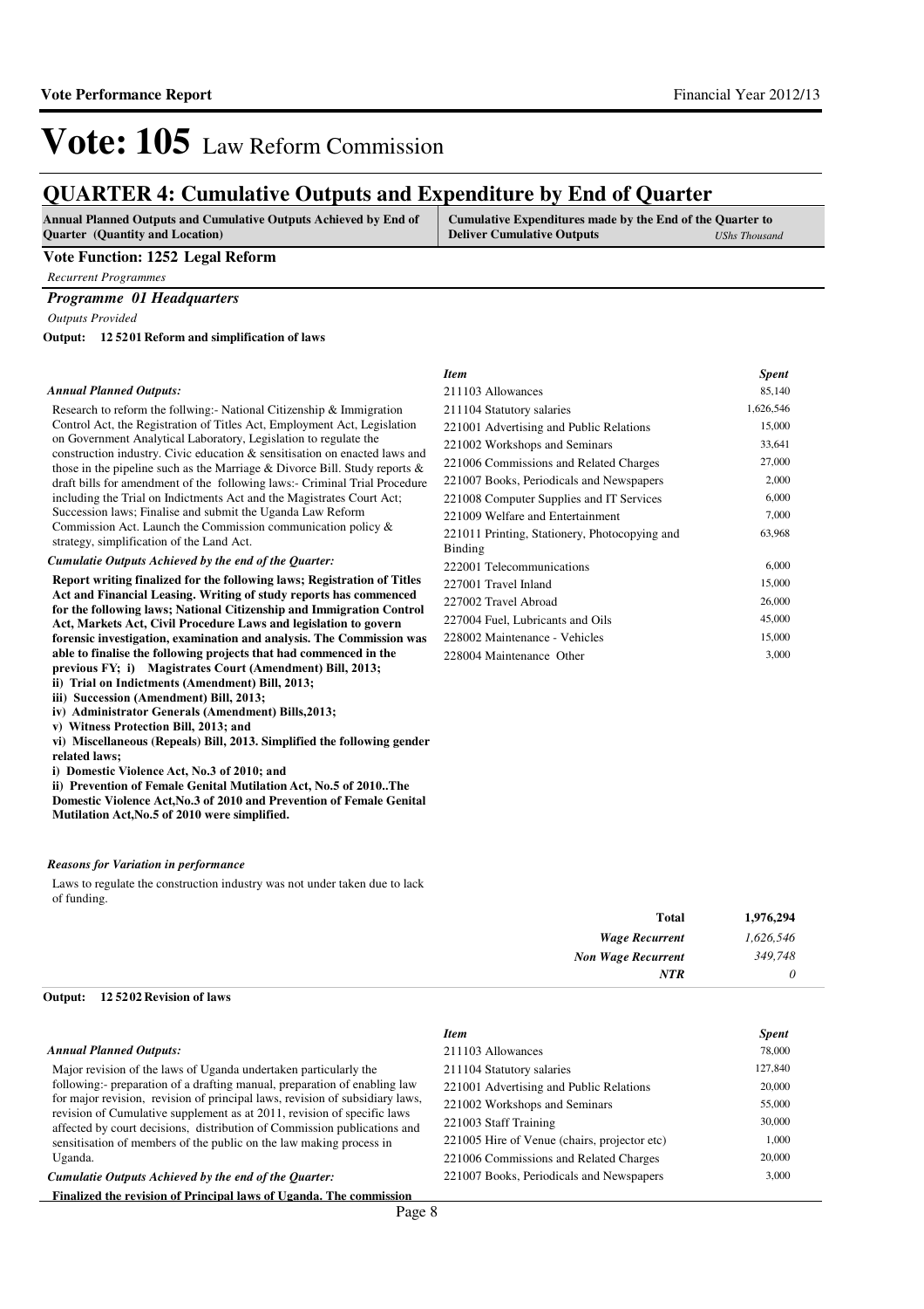# Vote: 105 Law Reform Commission

## QUARTER 4: Cumulative Outputs and Expenditure by End of Quarter

| Annual Planned Outputs and Cumulative Outputs Achieved by End of Quarter (Quantity and Location) | Cumulative Expenditures made by the End of the Quarter to Deliver Cumulative Outputs *UShs Thousand* |
|---|---|

### Vote Function: 1252 Legal Reform

*Recurrent Programmes*

#### *Programme 01 Headquarters*

*Outputs Provided*

**Output: 12 5201 Reform and simplification of laws**

***Annual Planned Outputs:***

Research to reform the follwing:- National Citizenship & Immigration Control Act, the Registration of Titles Act, Employment Act, Legislation on Government Analytical Laboratory, Legislation to regulate the construction industry. Civic education & sensitisation on enacted laws and those in the pipeline such as the Marriage & Divorce Bill. Study reports & draft bills for amendment of the following laws:- Criminal Trial Procedure including the Trial on Indictments Act and the Magistrates Court Act; Succession laws; Finalise and submit the Uganda Law Reform Commission Act. Launch the Commission communication policy & strategy, simplification of the Land Act.

***Cumulatie Outputs Achieved by the end of the Quarter:***

**Report writing finalized for the following laws; Registration of Titles Act and Financial Leasing. Writing of study reports has commenced for the following laws; National Citizenship and Immigration Control Act, Markets Act, Civil Procedure Laws and legislation to govern forensic investigation, examination and analysis. The Commission was able to finalise the following projects that had commenced in the previous FY; i) Magistrates Court (Amendment) Bill, 2013;**
**ii) Trial on Indictments (Amendment) Bill, 2013;**
**iii) Succession (Amendment) Bill, 2013;**
**iv) Administrator Generals (Amendment) Bills,2013;**
**v) Witness Protection Bill, 2013; and**
**vi) Miscellaneous (Repeals) Bill, 2013. Simplified the following gender related laws;**
**i) Domestic Violence Act, No.3 of 2010; and**
**ii) Prevention of Female Genital Mutilation Act, No.5 of 2010..The Domestic Violence Act,No.3 of 2010 and Prevention of Female Genital Mutilation Act,No.5 of 2010 were simplified.**

| *Item* | *Spent* |
|---|---|
| 211103 Allowances | 85,140 |
| 211104 Statutory salaries | 1,626,546 |
| 221001 Advertising and Public Relations | 15,000 |
| 221002 Workshops and Seminars | 33,641 |
| 221006 Commissions and Related Charges | 27,000 |
| 221007 Books, Periodicals and Newspapers | 2,000 |
| 221008 Computer Supplies and IT Services | 6,000 |
| 221009 Welfare and Entertainment | 7,000 |
| 221011 Printing, Stationery, Photocopying and Binding | 63,968 |
| 222001 Telecommunications | 6,000 |
| 227001 Travel Inland | 15,000 |
| 227002 Travel Abroad | 26,000 |
| 227004 Fuel, Lubricants and Oils | 45,000 |
| 228002 Maintenance - Vehicles | 15,000 |
| 228004 Maintenance Other | 3,000 |

***Reasons for Variation in performance***

Laws to regulate the construction industry was not under taken due to lack of funding.

| | |
|---|---|
| **Total** | **1,976,294** |
| ***Wage Recurrent*** | *1,626,546* |
| ***Non Wage Recurrent*** | *349,748* |
| ***NTR*** | *0* |

**Output: 12 5202 Revision of laws**

***Annual Planned Outputs:***

Major revision of the laws of Uganda undertaken particularly the following:- preparation of a drafting manual, preparation of enabling law for major revision, revision of principal laws, revision of subsidiary laws, revision of Cumulative supplement as at 2011, revision of specific laws affected by court decisions, distribution of Commission publications and sensitisation of members of the public on the law making process in Uganda.

***Cumulatie Outputs Achieved by the end of the Quarter:***

**Finalized the revision of Principal laws of Uganda. The commission**

| *Item* | *Spent* |
|---|---|
| 211103 Allowances | 78,000 |
| 211104 Statutory salaries | 127,840 |
| 221001 Advertising and Public Relations | 20,000 |
| 221002 Workshops and Seminars | 55,000 |
| 221003 Staff Training | 30,000 |
| 221005 Hire of Venue (chairs, projector etc) | 1,000 |
| 221006 Commissions and Related Charges | 20,000 |
| 221007 Books, Periodicals and Newspapers | 3,000 |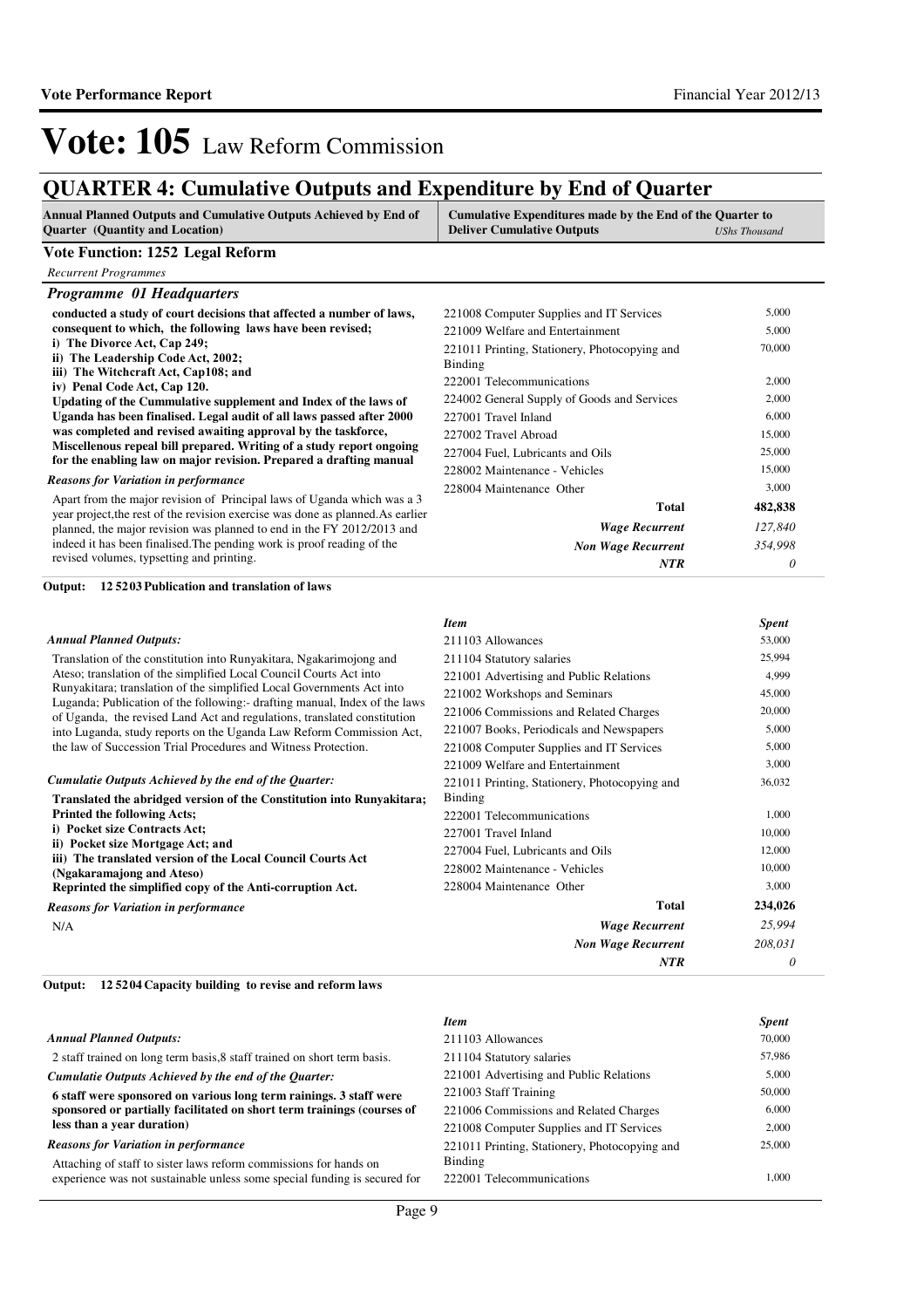# Vote: 105 Law Reform Commission

## QUARTER 4: Cumulative Outputs and Expenditure by End of Quarter

| Annual Planned Outputs and Cumulative Outputs Achieved by End of Quarter (Quantity and Location) | Cumulative Expenditures made by the End of the Quarter to Deliver Cumulative Outputs | *UShs Thousand* |
|---|---|---|

### Vote Function: 1252 Legal Reform

*Recurrent Programmes*

### *Programme 01 Headquarters*

**conducted a study of court decisions that affected a number of laws, consequent to which, the following laws have been revised;**
**i) The Divorce Act, Cap 249;**
**ii) The Leadership Code Act, 2002;**
**iii) The Witchcraft Act, Cap108; and**
**iv) Penal Code Act, Cap 120.**
**Updating of the Cummulative supplement and Index of the laws of Uganda has been finalised. Legal audit of all laws passed after 2000 was completed and revised awaiting approval by the taskforce, Miscellenous repeal bill prepared. Writing of a study report ongoing for the enabling law on major revision. Prepared a drafting manual**

*Reasons for Variation in performance*

Apart from the major revision of Principal laws of Uganda which was a 3 year project,the rest of the revision exercise was done as planned.As earlier planned, the major revision was planned to end in the FY 2012/2013 and indeed it has been finalised.The pending work is proof reading of the revised volumes, typsetting and printing.

| Item | Spent |
|---|---|
| 221008 Computer Supplies and IT Services | 5,000 |
| 221009 Welfare and Entertainment | 5,000 |
| 221011 Printing, Stationery, Photocopying and Binding | 70,000 |
| 222001 Telecommunications | 2,000 |
| 224002 General Supply of Goods and Services | 2,000 |
| 227001 Travel Inland | 6,000 |
| 227002 Travel Abroad | 15,000 |
| 227004 Fuel, Lubricants and Oils | 25,000 |
| 228002 Maintenance - Vehicles | 15,000 |
| 228004 Maintenance Other | 3,000 |
| **Total** | **482,838** |
| ***Wage Recurrent*** | *127,840* |
| ***Non Wage Recurrent*** | *354,998* |
| ***NTR*** | *0* |

**Output: 12 5203 Publication and translation of laws**

*Annual Planned Outputs:*

Translation of the constitution into Runyakitara, Ngakarimojong and Ateso; translation of the simplified Local Council Courts Act into Runyakitara; translation of the simplified Local Governments Act into Luganda; Publication of the following:- drafting manual, Index of the laws of Uganda, the revised Land Act and regulations, translated constitution into Luganda, study reports on the Uganda Law Reform Commission Act, the law of Succession Trial Procedures and Witness Protection.

*Cumulatie Outputs Achieved by the end of the Quarter:*

**Translated the abridged version of the Constitution into Runyakitara;**
**Printed the following Acts;**
**i) Pocket size Contracts Act;**
**ii) Pocket size Mortgage Act; and**
**iii) The translated version of the Local Council Courts Act (Ngakaramajong and Ateso)**
**Reprinted the simplified copy of the Anti-corruption Act.**

*Reasons for Variation in performance*

N/A

| Item | Spent |
|---|---|
| 211103 Allowances | 53,000 |
| 211104 Statutory salaries | 25,994 |
| 221001 Advertising and Public Relations | 4,999 |
| 221002 Workshops and Seminars | 45,000 |
| 221006 Commissions and Related Charges | 20,000 |
| 221007 Books, Periodicals and Newspapers | 5,000 |
| 221008 Computer Supplies and IT Services | 5,000 |
| 221009 Welfare and Entertainment | 3,000 |
| 221011 Printing, Stationery, Photocopying and Binding | 36,032 |
| 222001 Telecommunications | 1,000 |
| 227001 Travel Inland | 10,000 |
| 227004 Fuel, Lubricants and Oils | 12,000 |
| 228002 Maintenance - Vehicles | 10,000 |
| 228004 Maintenance Other | 3,000 |
| **Total** | **234,026** |
| ***Wage Recurrent*** | *25,994* |
| ***Non Wage Recurrent*** | *208,031* |
| ***NTR*** | *0* |

**Output: 12 5204 Capacity building to revise and reform laws**

*Annual Planned Outputs:*

2 staff trained on long term basis,8 staff trained on short term basis.

*Cumulative Outputs Achieved by the end of the Quarter:*

**6 staff were sponsored on various long term rainings. 3 staff were sponsored or partially facilitated on short term trainings (courses of less than a year duration)**

*Reasons for Variation in performance*

Attaching of staff to sister laws reform commissions for hands on experience was not sustainable unless some special funding is secured for

| Item | Spent |
|---|---|
| 211103 Allowances | 70,000 |
| 211104 Statutory salaries | 57,986 |
| 221001 Advertising and Public Relations | 5,000 |
| 221003 Staff Training | 50,000 |
| 221006 Commissions and Related Charges | 6,000 |
| 221008 Computer Supplies and IT Services | 2,000 |
| 221011 Printing, Stationery, Photocopying and Binding | 25,000 |
| 222001 Telecommunications | 1,000 |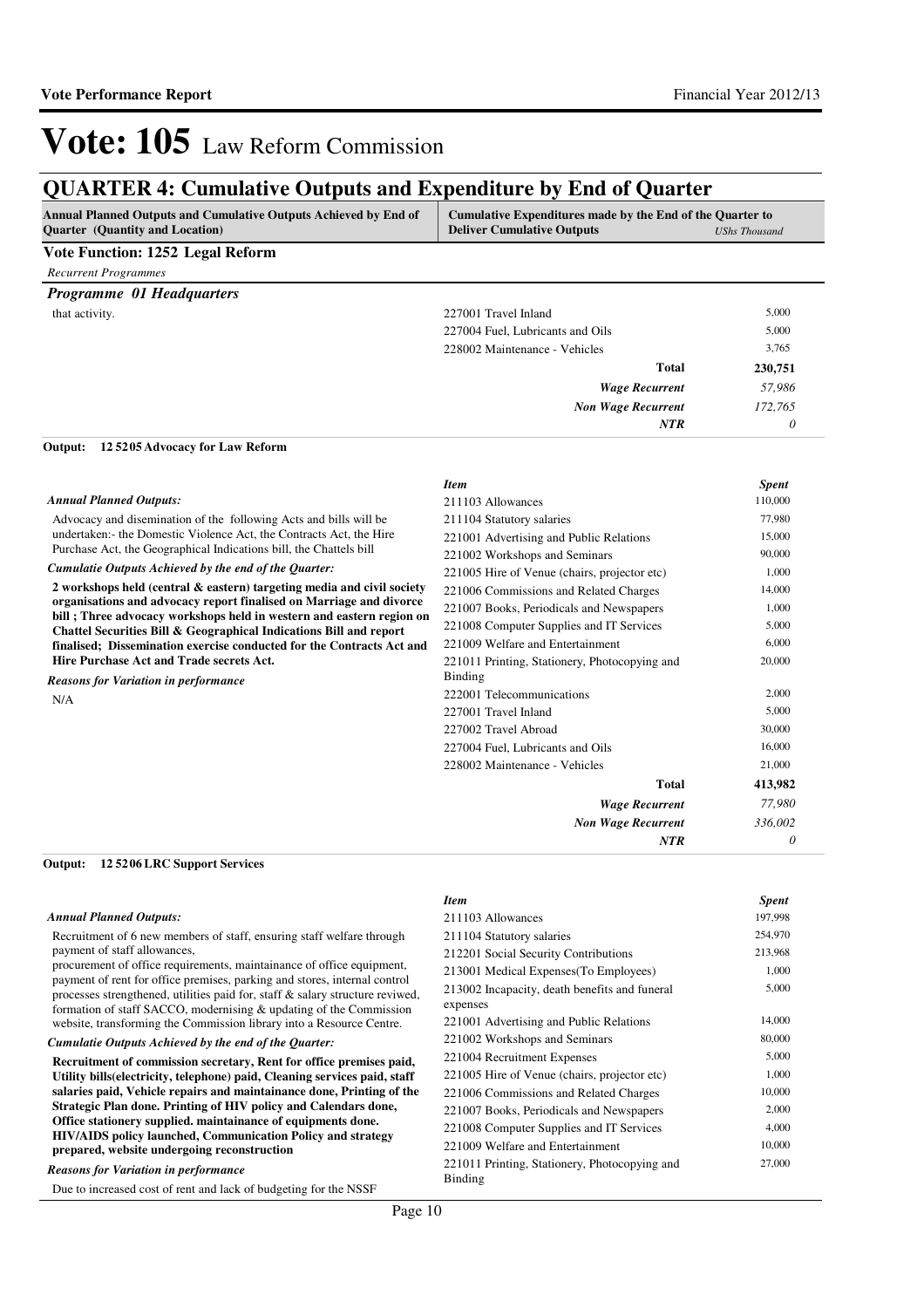# Vote: 105 Law Reform Commission

## QUARTER 4: Cumulative Outputs and Expenditure by End of Quarter

| Annual Planned Outputs and Cumulative Outputs Achieved by End of Quarter (Quantity and Location) | Cumulative Expenditures made by the End of the Quarter to Deliver Cumulative Outputs | *UShs Thousand* |
|---|---|---|

**Vote Function: 1252 Legal Reform**

*Recurrent Programmes*

### *Programme 01 Headquarters*

that activity.

| | |
|---|---|
| 227001 Travel Inland | 5,000 |
| 227004 Fuel, Lubricants and Oils | 5,000 |
| 228002 Maintenance - Vehicles | 3,765 |
| **Total** | **230,751** |
| ***Wage Recurrent*** | *57,986* |
| ***Non Wage Recurrent*** | *172,765* |
| ***NTR*** | *0* |

**Output: 12 5205 Advocacy for Law Reform**

*Annual Planned Outputs:*

Advocacy and disemination of the following Acts and bills will be undertaken:- the Domestic Violence Act, the Contracts Act, the Hire Purchase Act, the Geographical Indications bill, the Chattels bill

*Cumulatie Outputs Achieved by the end of the Quarter:*

**2 workshops held (central & eastern) targeting media and civil society organisations and advocacy report finalised on Marriage and divorce bill ; Three advocacy workshops held in western and eastern region on Chattel Securities Bill & Geographical Indications Bill and report finalised; Dissemination exercise conducted for the Contracts Act and Hire Purchase Act and Trade secrets Act.**

*Reasons for Variation in performance*

N/A

| *Item* | *Spent* |
|---|---|
| 211103 Allowances | 110,000 |
| 211104 Statutory salaries | 77,980 |
| 221001 Advertising and Public Relations | 15,000 |
| 221002 Workshops and Seminars | 90,000 |
| 221005 Hire of Venue (chairs, projector etc) | 1,000 |
| 221006 Commissions and Related Charges | 14,000 |
| 221007 Books, Periodicals and Newspapers | 1,000 |
| 221008 Computer Supplies and IT Services | 5,000 |
| 221009 Welfare and Entertainment | 6,000 |
| 221011 Printing, Stationery, Photocopying and Binding | 20,000 |
| 222001 Telecommunications | 2,000 |
| 227001 Travel Inland | 5,000 |
| 227002 Travel Abroad | 30,000 |
| 227004 Fuel, Lubricants and Oils | 16,000 |
| 228002 Maintenance - Vehicles | 21,000 |
| **Total** | **413,982** |
| ***Wage Recurrent*** | *77,980* |
| ***Non Wage Recurrent*** | *336,002* |
| ***NTR*** | *0* |

**Output: 12 5206 LRC Support Services**

*Annual Planned Outputs:*

Recruitment of 6 new members of staff, ensuring staff welfare through payment of staff allowances,
procurement of office requirements, maintainance of office equipment, payment of rent for office premises, parking and stores, internal control processes strengthened, utilities paid for, staff & salary structure reviwed, formation of staff SACCO, modernising & updating of the Commission website, transforming the Commission library into a Resource Centre.

*Cumulatie Outputs Achieved by the end of the Quarter:*

**Recruitment of commission secretary, Rent for office premises paid, Utility bills(electricity, telephone) paid, Cleaning services paid, staff salaries paid, Vehicle repairs and maintainance done, Printing of the Strategic Plan done. Printing of HIV policy and Calendars done, Office stationery supplied. maintainance of equipments done. HIV/AIDS policy launched, Communication Policy and strategy prepared, website undergoing reconstruction**

*Reasons for Variation in performance*

Due to increased cost of rent and lack of budgeting for the NSSF

| *Item* | *Spent* |
|---|---|
| 211103 Allowances | 197,998 |
| 211104 Statutory salaries | 254,970 |
| 212201 Social Security Contributions | 213,968 |
| 213001 Medical Expenses(To Employees) | 1,000 |
| 213002 Incapacity, death benefits and funeral expenses | 5,000 |
| 221001 Advertising and Public Relations | 14,000 |
| 221002 Workshops and Seminars | 80,000 |
| 221004 Recruitment Expenses | 5,000 |
| 221005 Hire of Venue (chairs, projector etc) | 1,000 |
| 221006 Commissions and Related Charges | 10,000 |
| 221007 Books, Periodicals and Newspapers | 2,000 |
| 221008 Computer Supplies and IT Services | 4,000 |
| 221009 Welfare and Entertainment | 10,000 |
| 221011 Printing, Stationery, Photocopying and Binding | 27,000 |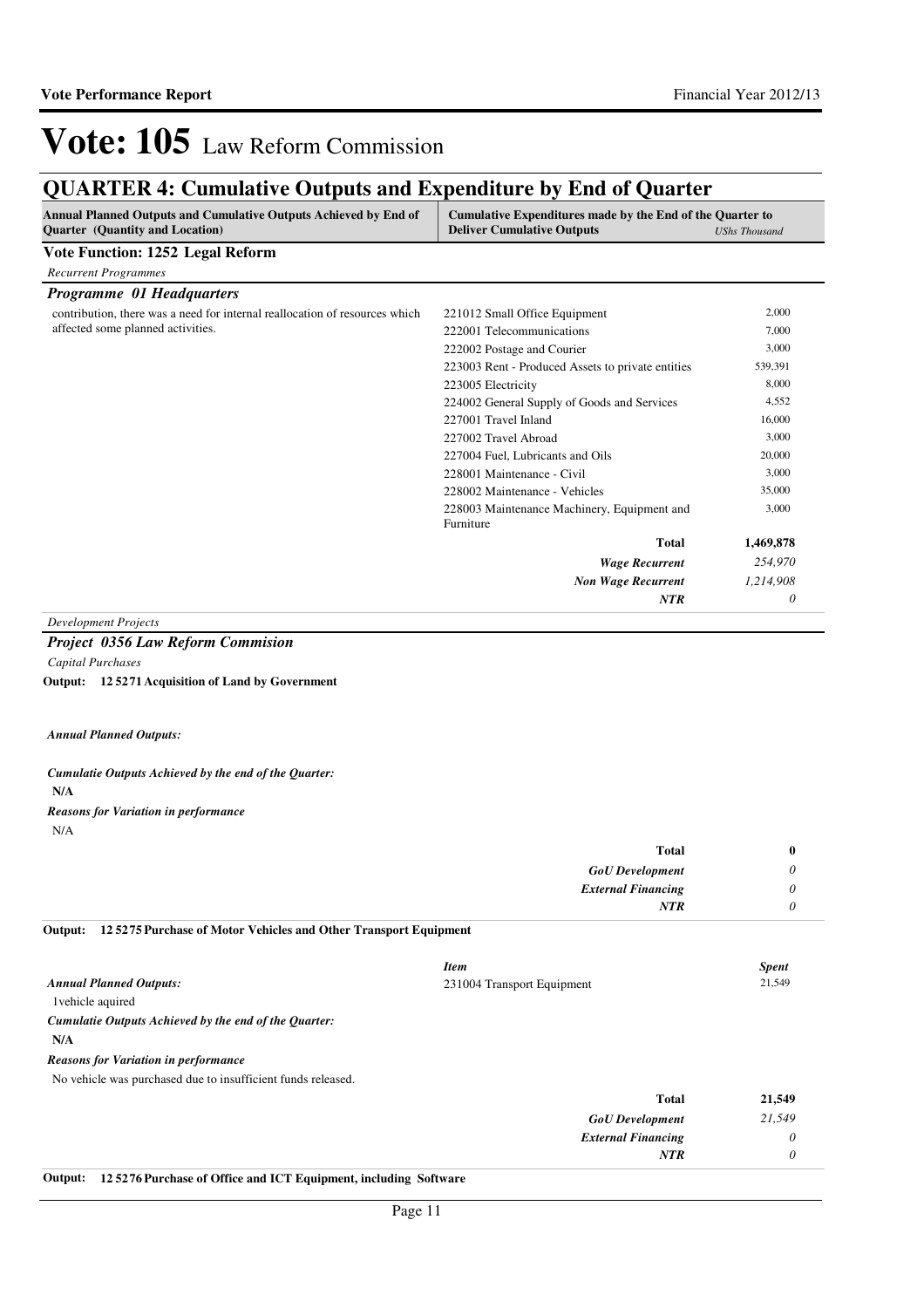# Vote: 105 Law Reform Commission

## QUARTER 4: Cumulative Outputs and Expenditure by End of Quarter

| Annual Planned Outputs and Cumulative Outputs Achieved by End of Quarter (Quantity and Location) | Cumulative Expenditures made by the End of the Quarter to Deliver Cumulative Outputs | *UShs Thousand* |
|---|---|---|

**Vote Function: 1252 Legal Reform**

*Recurrent Programmes*

***Programme 01 Headquarters***

| | | |
|---|---|---|
| contribution, there was a need for internal reallocation of resources which affected some planned activities. | 221012 Small Office Equipment | 2,000 |
| | 222001 Telecommunications | 7,000 |
| | 222002 Postage and Courier | 3,000 |
| | 223003 Rent - Produced Assets to private entities | 539,391 |
| | 223005 Electricity | 8,000 |
| | 224002 General Supply of Goods and Services | 4,552 |
| | 227001 Travel Inland | 16,000 |
| | 227002 Travel Abroad | 3,000 |
| | 227004 Fuel, Lubricants and Oils | 20,000 |
| | 228001 Maintenance - Civil | 3,000 |
| | 228002 Maintenance - Vehicles | 35,000 |
| | 228003 Maintenance Machinery, Equipment and Furniture | 3,000 |
| | **Total** | **1,469,878** |
| | ***Wage Recurrent*** | *254,970* |
| | ***Non Wage Recurrent*** | *1,214,908* |
| | ***NTR*** | *0* |

*Development Projects*

***Project 0356 Law Reform Commision***

*Capital Purchases*

**Output: 12 5271 Acquisition of Land by Government**

***Annual Planned Outputs:***

***Cumulatie Outputs Achieved by the end of the Quarter:***

**N/A**

***Reasons for Variation in performance***

N/A

| | |
|---|---|
| **Total** | **0** |
| ***GoU Development*** | *0* |
| ***External Financing*** | *0* |
| ***NTR*** | *0* |

**Output: 12 5275 Purchase of Motor Vehicles and Other Transport Equipment**

| | *Item* | *Spent* |
|---|---|---|
| ***Annual Planned Outputs:*** 1vehicle aquired | 231004 Transport Equipment | 21,549 |

***Cumulatie Outputs Achieved by the end of the Quarter:***

**N/A**

***Reasons for Variation in performance***

No vehicle was purchased due to insufficient funds released.

| | |
|---|---|
| **Total** | **21,549** |
| ***GoU Development*** | *21,549* |
| ***External Financing*** | *0* |
| ***NTR*** | *0* |

**Output: 12 5276 Purchase of Office and ICT Equipment, including Software**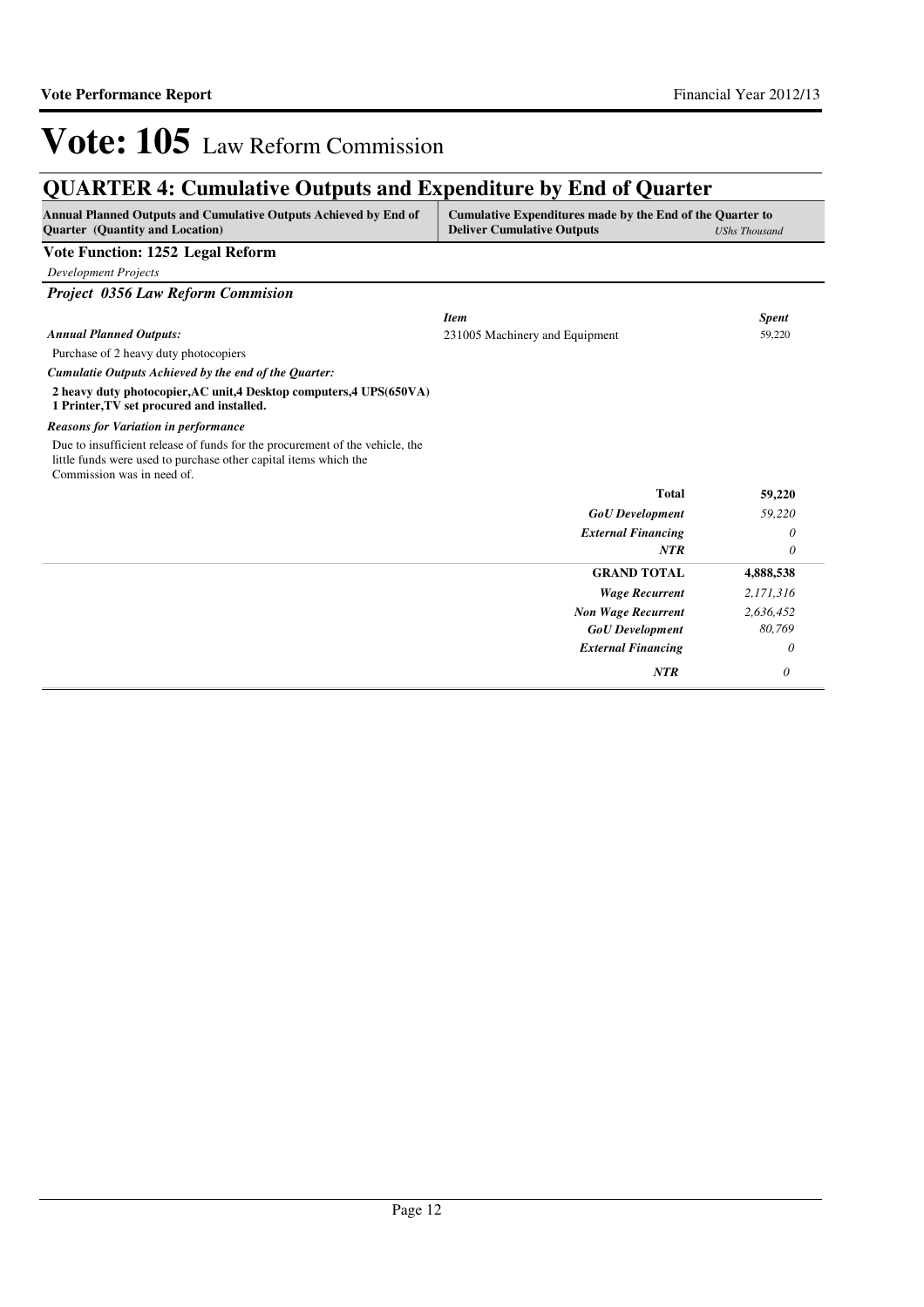# Vote: 105 Law Reform Commission

## QUARTER 4: Cumulative Outputs and Expenditure by End of Quarter

| Annual Planned Outputs and Cumulative Outputs Achieved by End of Quarter (Quantity and Location) | Cumulative Expenditures made by the End of the Quarter to Deliver Cumulative Outputs | *UShs Thousand* |
|---|---|---|

**Vote Function: 1252 Legal Reform**

*Development Projects*

### *Project 0356 Law Reform Commision*

| | *Item* | *Spent* |
|---|---|---|
| ***Annual Planned Outputs:*** | 231005 Machinery and Equipment | 59,220 |

Purchase of 2 heavy duty photocopiers

***Cumulatie Outputs Achieved by the end of the Quarter:***

**2 heavy duty photocopier,AC unit,4 Desktop computers,4 UPS(650VA) 1 Printer,TV set procured and installed.**

***Reasons for Variation in performance***

Due to insufficient release of funds for the procurement of the vehicle, the little funds were used to purchase other capital items which the Commission was in need of.

| | |
|---|---|
| **Total** | **59,220** |
| *GoU Development* | *59,220* |
| *External Financing* | *0* |
| *NTR* | *0* |
| **GRAND TOTAL** | **4,888,538** |
| *Wage Recurrent* | *2,171,316* |
| *Non Wage Recurrent* | *2,636,452* |
| *GoU Development* | *80,769* |
| *External Financing* | *0* |
| *NTR* | *0* |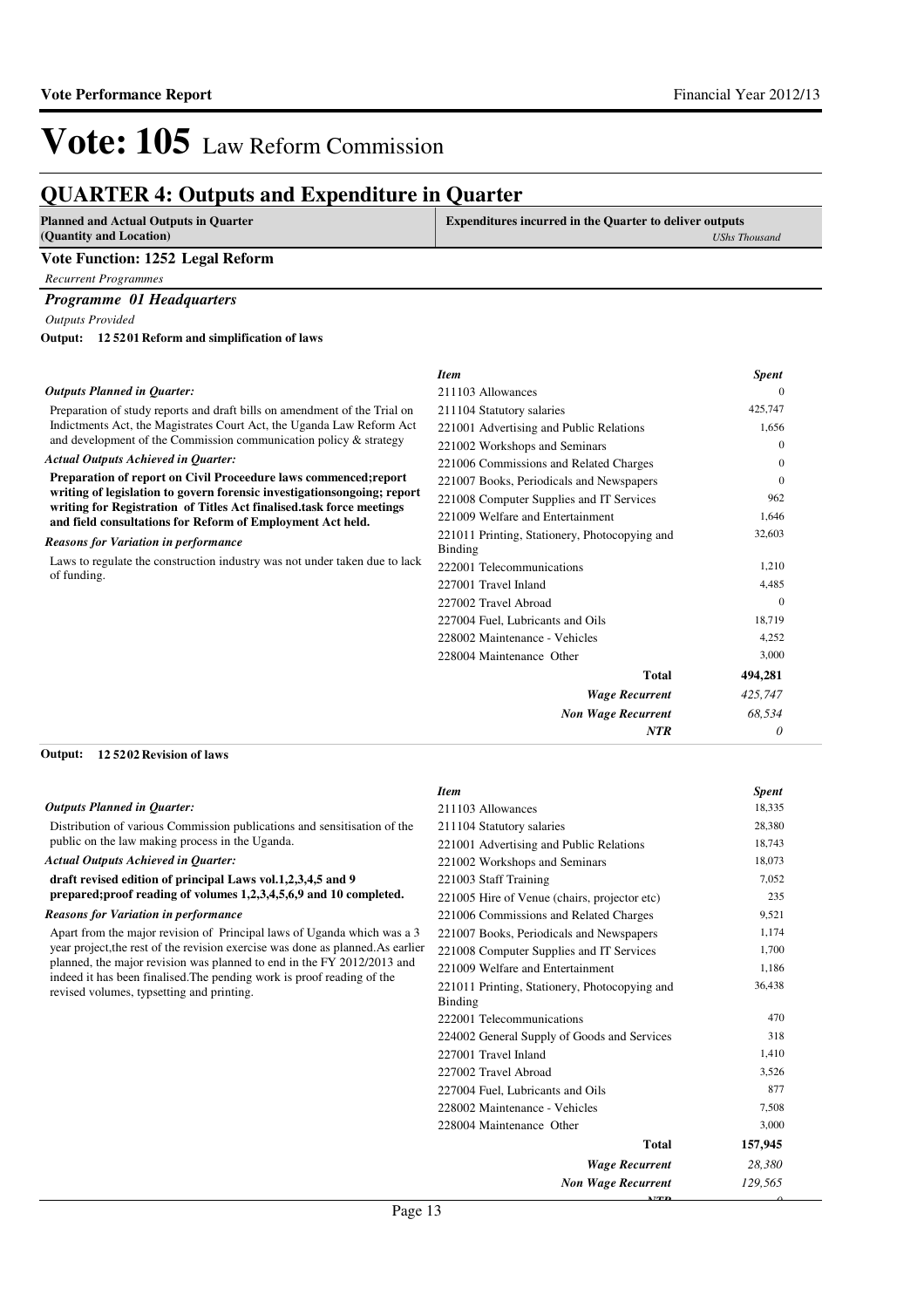# Vote: 105 Law Reform Commission

## QUARTER 4: Outputs and Expenditure in Quarter

| Planned and Actual Outputs in Quarter (Quantity and Location) | Expenditures incurred in the Quarter to deliver outputs *UShs Thousand* |
|---|---|

### Vote Function: 1252 Legal Reform

*Recurrent Programmes*

### *Programme 01 Headquarters*

*Outputs Provided*

**Output: 12 5201 Reform and simplification of laws**

*Outputs Planned in Quarter:*

Preparation of study reports and draft bills on amendment of the Trial on Indictments Act, the Magistrates Court Act, the Uganda Law Reform Act and development of the Commission communication policy & strategy

*Actual Outputs Achieved in Quarter:*

**Preparation of report on Civil Proceedure laws commenced;report writing of legislation to govern forensic investigationsongoing; report writing for Registration of Titles Act finalised.task force meetings and field consultations for Reform of Employment Act held.**

*Reasons for Variation in performance*

Laws to regulate the construction industry was not under taken due to lack of funding.

| *Item* | *Spent* |
|---|---|
| 211103 Allowances | 0 |
| 211104 Statutory salaries | 425,747 |
| 221001 Advertising and Public Relations | 1,656 |
| 221002 Workshops and Seminars | 0 |
| 221006 Commissions and Related Charges | 0 |
| 221007 Books, Periodicals and Newspapers | 0 |
| 221008 Computer Supplies and IT Services | 962 |
| 221009 Welfare and Entertainment | 1,646 |
| 221011 Printing, Stationery, Photocopying and Binding | 32,603 |
| 222001 Telecommunications | 1,210 |
| 227001 Travel Inland | 4,485 |
| 227002 Travel Abroad | 0 |
| 227004 Fuel, Lubricants and Oils | 18,719 |
| 228002 Maintenance - Vehicles | 4,252 |
| 228004 Maintenance Other | 3,000 |
| **Total** | **494,281** |
| ***Wage Recurrent*** | *425,747* |
| ***Non Wage Recurrent*** | *68,534* |
| ***NTR*** | *0* |

**Output: 12 5202 Revision of laws**

*Outputs Planned in Quarter:*

Distribution of various Commission publications and sensitisation of the public on the law making process in the Uganda.

*Actual Outputs Achieved in Quarter:*

**draft revised edition of principal Laws vol.1,2,3,4,5 and 9 prepared;proof reading of volumes 1,2,3,4,5,6,9 and 10 completed.**

*Reasons for Variation in performance*

Apart from the major revision of Principal laws of Uganda which was a 3 year project,the rest of the revision exercise was done as planned.As earlier planned, the major revision was planned to end in the FY 2012/2013 and indeed it has been finalised.The pending work is proof reading of the revised volumes, typsetting and printing.

| *Item* | *Spent* |
|---|---|
| 211103 Allowances | 18,335 |
| 211104 Statutory salaries | 28,380 |
| 221001 Advertising and Public Relations | 18,743 |
| 221002 Workshops and Seminars | 18,073 |
| 221003 Staff Training | 7,052 |
| 221005 Hire of Venue (chairs, projector etc) | 235 |
| 221006 Commissions and Related Charges | 9,521 |
| 221007 Books, Periodicals and Newspapers | 1,174 |
| 221008 Computer Supplies and IT Services | 1,700 |
| 221009 Welfare and Entertainment | 1,186 |
| 221011 Printing, Stationery, Photocopying and Binding | 36,438 |
| 222001 Telecommunications | 470 |
| 224002 General Supply of Goods and Services | 318 |
| 227001 Travel Inland | 1,410 |
| 227002 Travel Abroad | 3,526 |
| 227004 Fuel, Lubricants and Oils | 877 |
| 228002 Maintenance - Vehicles | 7,508 |
| 228004 Maintenance Other | 3,000 |
| **Total** | **157,945** |
| ***Wage Recurrent*** | *28,380* |
| ***Non Wage Recurrent*** | *129,565* |
| ***NTR*** | *0* |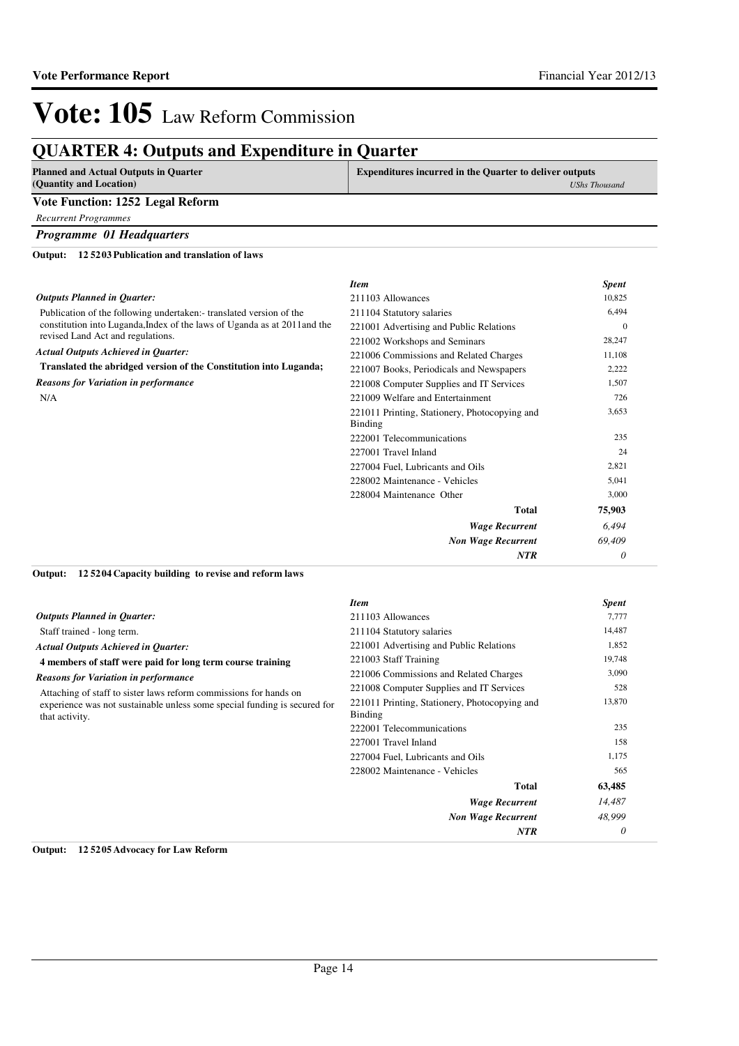# Vote: 105 Law Reform Commission

## QUARTER 4: Outputs and Expenditure in Quarter

**Planned and Actual Outputs in Quarter (Quantity and Location)** | **Expenditures incurred in the Quarter to deliver outputs** *UShs Thousand*

### Vote Function: 1252 Legal Reform

*Recurrent Programmes*

#### *Programme 01 Headquarters*

**Output: 12 5203 Publication and translation of laws**

***Outputs Planned in Quarter:***

Publication of the following undertaken:- translated version of the constitution into Luganda,Index of the laws of Uganda as at 2011and the revised Land Act and regulations.

***Actual Outputs Achieved in Quarter:***

**Translated the abridged version of the Constitution into Luganda;**

***Reasons for Variation in performance***

N/A

| *Item* | *Spent* |
|---|---|
| 211103 Allowances | 10,825 |
| 211104 Statutory salaries | 6,494 |
| 221001 Advertising and Public Relations | 0 |
| 221002 Workshops and Seminars | 28,247 |
| 221006 Commissions and Related Charges | 11,108 |
| 221007 Books, Periodicals and Newspapers | 2,222 |
| 221008 Computer Supplies and IT Services | 1,507 |
| 221009 Welfare and Entertainment | 726 |
| 221011 Printing, Stationery, Photocopying and Binding | 3,653 |
| 222001 Telecommunications | 235 |
| 227001 Travel Inland | 24 |
| 227004 Fuel, Lubricants and Oils | 2,821 |
| 228002 Maintenance - Vehicles | 5,041 |
| 228004 Maintenance Other | 3,000 |
| **Total** | **75,903** |
| ***Wage Recurrent*** | *6,494* |
| ***Non Wage Recurrent*** | *69,409* |
| ***NTR*** | *0* |

**Output: 12 5204 Capacity building to revise and reform laws**

***Outputs Planned in Quarter:***

Staff trained - long term.

***Actual Outputs Achieved in Quarter:***

**4 members of staff were paid for long term course training**

***Reasons for Variation in performance***

Attaching of staff to sister laws reform commissions for hands on experience was not sustainable unless some special funding is secured for that activity.

| *Item* | *Spent* |
|---|---|
| 211103 Allowances | 7,777 |
| 211104 Statutory salaries | 14,487 |
| 221001 Advertising and Public Relations | 1,852 |
| 221003 Staff Training | 19,748 |
| 221006 Commissions and Related Charges | 3,090 |
| 221008 Computer Supplies and IT Services | 528 |
| 221011 Printing, Stationery, Photocopying and Binding | 13,870 |
| 222001 Telecommunications | 235 |
| 227001 Travel Inland | 158 |
| 227004 Fuel, Lubricants and Oils | 1,175 |
| 228002 Maintenance - Vehicles | 565 |
| **Total** | **63,485** |
| ***Wage Recurrent*** | *14,487* |
| ***Non Wage Recurrent*** | *48,999* |
| ***NTR*** | *0* |

**Output: 12 5205 Advocacy for Law Reform**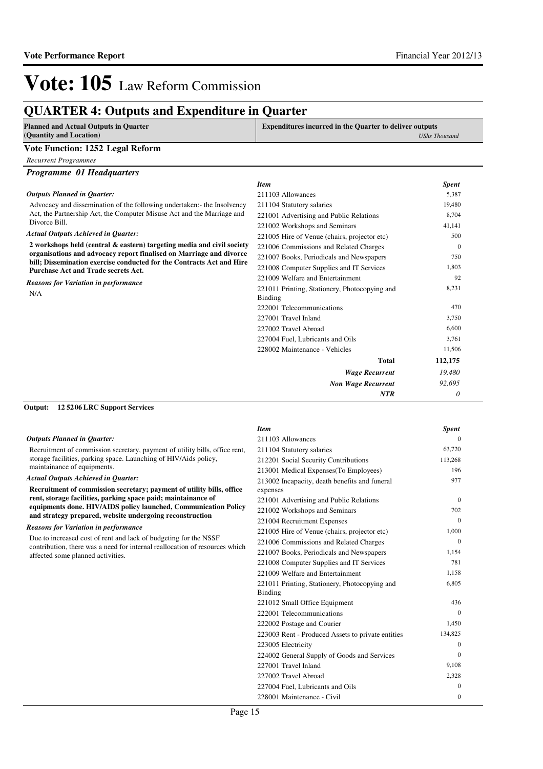# Vote: 105 Law Reform Commission

## QUARTER 4: Outputs and Expenditure in Quarter

| Planned and Actual Outputs in Quarter (Quantity and Location) | Expenditures incurred in the Quarter to deliver outputs *UShs Thousand* |
|---|---|

### Vote Function: 1252 Legal Reform

*Recurrent Programmes*

#### *Programme 01 Headquarters*

*Outputs Planned in Quarter:*

Advocacy and dissemination of the following undertaken:- the Insolvency Act, the Partnership Act, the Computer Misuse Act and the Marriage and Divorce Bill.

*Actual Outputs Achieved in Quarter:*

**2 workshops held (central & eastern) targeting media and civil society organisations and advocacy report finalised on Marriage and divorce bill; Dissemination exercise conducted for the Contracts Act and Hire Purchase Act and Trade secrets Act.**

*Reasons for Variation in performance*

N/A

| *Item* | *Spent* |
|---|---|
| 211103 Allowances | 5,387 |
| 211104 Statutory salaries | 19,480 |
| 221001 Advertising and Public Relations | 8,704 |
| 221002 Workshops and Seminars | 41,141 |
| 221005 Hire of Venue (chairs, projector etc) | 500 |
| 221006 Commissions and Related Charges | 0 |
| 221007 Books, Periodicals and Newspapers | 750 |
| 221008 Computer Supplies and IT Services | 1,803 |
| 221009 Welfare and Entertainment | 92 |
| 221011 Printing, Stationery, Photocopying and Binding | 8,231 |
| 222001 Telecommunications | 470 |
| 227001 Travel Inland | 3,750 |
| 227002 Travel Abroad | 6,600 |
| 227004 Fuel, Lubricants and Oils | 3,761 |
| 228002 Maintenance - Vehicles | 11,506 |
| **Total** | **112,175** |
| ***Wage Recurrent*** | *19,480* |
| ***Non Wage Recurrent*** | *92,695* |
| ***NTR*** | *0* |

**Output: 12 5206 LRC Support Services**

*Outputs Planned in Quarter:*

Recruitment of commission secretary, payment of utility bills, office rent, storage facilities, parking space. Launching of HIV/Aids policy, maintainance of equipments.

*Actual Outputs Achieved in Quarter:*

**Recruitment of commission secretary; payment of utility bills, office rent, storage facilities, parking space paid; maintainance of equipments done. HIV/AIDS policy launched, Communication Policy and strategy prepared, website undergoing reconstruction**

*Reasons for Variation in performance*

Due to increased cost of rent and lack of budgeting for the NSSF contribution, there was a need for internal reallocation of resources which affected some planned activities.

| *Item* | *Spent* |
|---|---|
| 211103 Allowances | 0 |
| 211104 Statutory salaries | 63,720 |
| 212201 Social Security Contributions | 113,268 |
| 213001 Medical Expenses(To Employees) | 196 |
| 213002 Incapacity, death benefits and funeral expenses | 977 |
| 221001 Advertising and Public Relations | 0 |
| 221002 Workshops and Seminars | 702 |
| 221004 Recruitment Expenses | 0 |
| 221005 Hire of Venue (chairs, projector etc) | 1,000 |
| 221006 Commissions and Related Charges | 0 |
| 221007 Books, Periodicals and Newspapers | 1,154 |
| 221008 Computer Supplies and IT Services | 781 |
| 221009 Welfare and Entertainment | 1,158 |
| 221011 Printing, Stationery, Photocopying and Binding | 6,805 |
| 221012 Small Office Equipment | 436 |
| 222001 Telecommunications | 0 |
| 222002 Postage and Courier | 1,450 |
| 223003 Rent - Produced Assets to private entities | 134,825 |
| 223005 Electricity | 0 |
| 224002 General Supply of Goods and Services | 0 |
| 227001 Travel Inland | 9,108 |
| 227002 Travel Abroad | 2,328 |
| 227004 Fuel, Lubricants and Oils | 0 |
| 228001 Maintenance - Civil | 0 |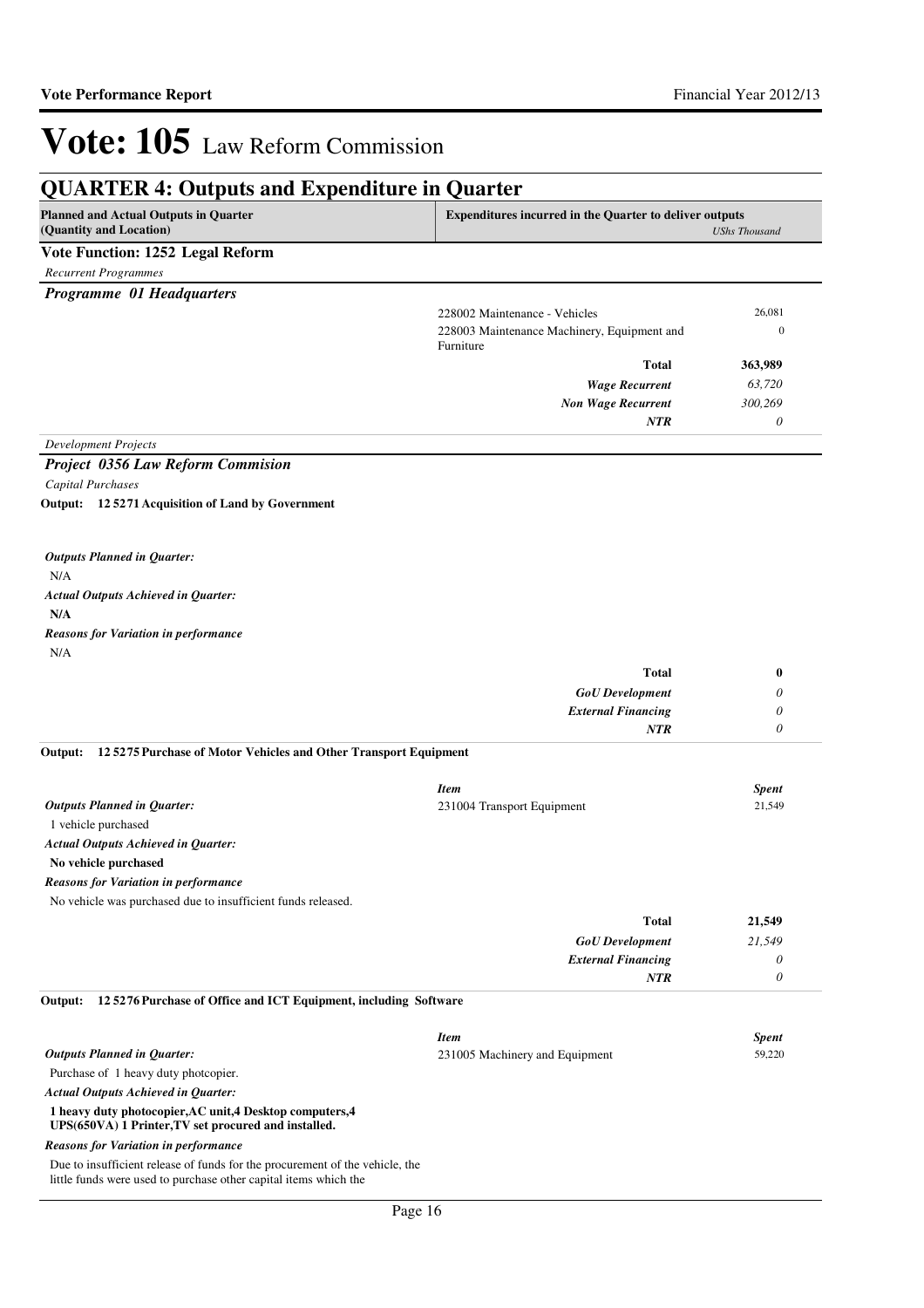# Vote: 105 Law Reform Commission

## QUARTER 4: Outputs and Expenditure in Quarter

| Planned and Actual Outputs in Quarter (Quantity and Location) | Expenditures incurred in the Quarter to deliver outputs | UShs Thousand |
|---|---|---|

### Vote Function: 1252 Legal Reform

*Recurrent Programmes*

#### *Programme 01 Headquarters*

| | |
|---|---|
| 228002 Maintenance - Vehicles | 26,081 |
| 228003 Maintenance Machinery, Equipment and Furniture | 0 |
| **Total** | **363,989** |
| ***Wage Recurrent*** | *63,720* |
| ***Non Wage Recurrent*** | *300,269* |
| ***NTR*** | *0* |

*Development Projects*

#### *Project 0356 Law Reform Commision*

*Capital Purchases*

**Output: 12 5271 Acquisition of Land by Government**

***Outputs Planned in Quarter:***

N/A

***Actual Outputs Achieved in Quarter:***

**N/A**

***Reasons for Variation in performance***

N/A

| | |
|---|---|
| **Total** | **0** |
| ***GoU Development*** | *0* |
| ***External Financing*** | *0* |
| ***NTR*** | *0* |

**Output: 12 5275 Purchase of Motor Vehicles and Other Transport Equipment**

***Outputs Planned in Quarter:***

1 vehicle purchased

***Actual Outputs Achieved in Quarter:***

**No vehicle purchased**

***Reasons for Variation in performance***

No vehicle was purchased due to insufficient funds released.

| *Item* | *Spent* |
|---|---|
| 231004 Transport Equipment | 21,549 |
| **Total** | **21,549** |
| ***GoU Development*** | *21,549* |
| ***External Financing*** | *0* |
| ***NTR*** | *0* |

**Output: 12 5276 Purchase of Office and ICT Equipment, including Software**

***Outputs Planned in Quarter:***

Purchase of 1 heavy duty photcopier.

***Actual Outputs Achieved in Quarter:***

**1 heavy duty photocopier,AC unit,4 Desktop computers,4 UPS(650VA) 1 Printer,TV set procured and installed.**

***Reasons for Variation in performance***

Due to insufficient release of funds for the procurement of the vehicle, the little funds were used to purchase other capital items which the

| *Item* | *Spent* |
|---|---|
| 231005 Machinery and Equipment | 59,220 |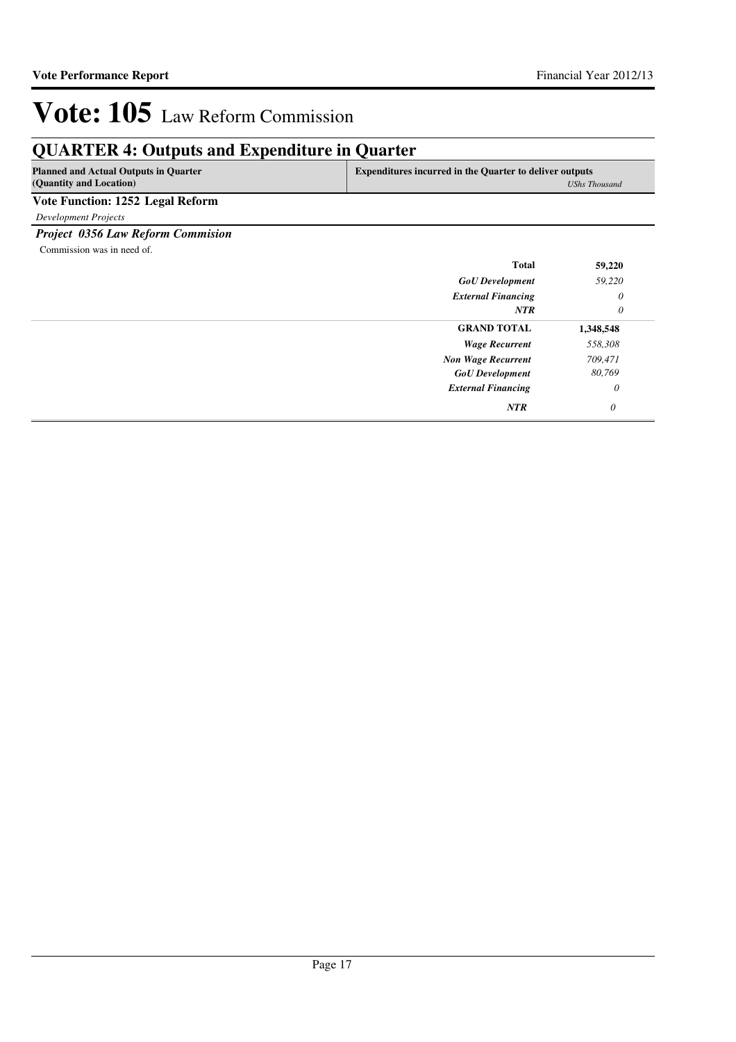# Vote: 105 Law Reform Commission

## QUARTER 4: Outputs and Expenditure in Quarter

| Planned and Actual Outputs in Quarter (Quantity and Location) | Expenditures incurred in the Quarter to deliver outputs | *UShs Thousand* |
|---|---|---|

**Vote Function: 1252 Legal Reform**

*Development Projects*

***Project 0356 Law Reform Commision***

Commission was in need of.

| | | |
|---|---|---|
| | **Total** | **59,220** |
| | *GoU Development* | *59,220* |
| | *External Financing* | *0* |
| | *NTR* | *0* |
| | **GRAND TOTAL** | **1,348,548** |
| | *Wage Recurrent* | *558,308* |
| | *Non Wage Recurrent* | *709,471* |
| | *GoU Development* | *80,769* |
| | *External Financing* | *0* |
| | *NTR* | *0* |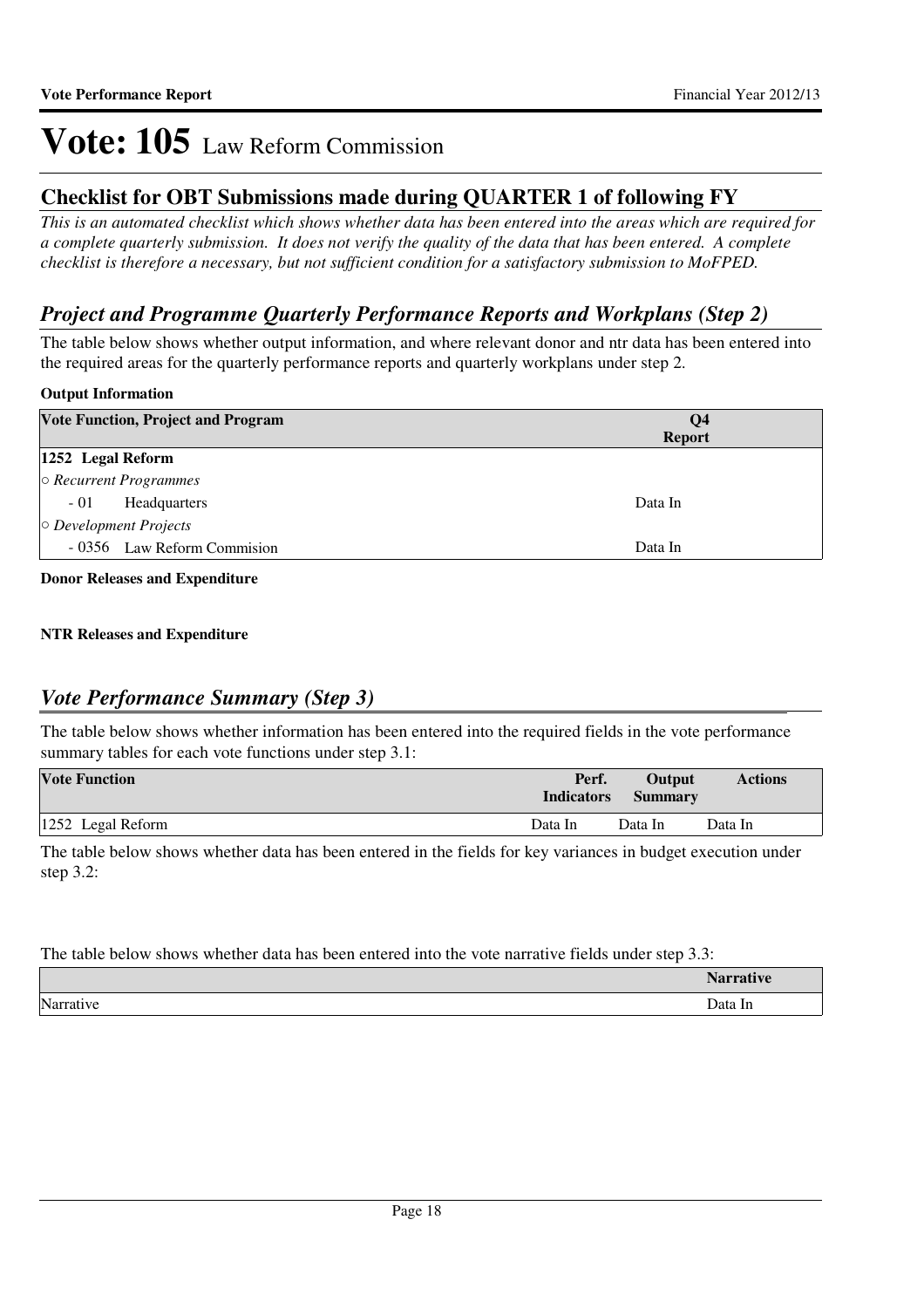# Vote: 105 Law Reform Commission

## Checklist for OBT Submissions made during QUARTER 1 of following FY

*This is an automated checklist which shows whether data has been entered into the areas which are required for a complete quarterly submission. It does not verify the quality of the data that has been entered. A complete checklist is therefore a necessary, but not sufficient condition for a satisfactory submission to MoFPED.*

## *Project and Programme Quarterly Performance Reports and Workplans (Step 2)*

The table below shows whether output information, and where relevant donor and ntr data has been entered into the required areas for the quarterly performance reports and quarterly workplans under step 2.

**Output Information**

| Vote Function, Project and Program | Q4 Report |
|---|---|
| **1252 Legal Reform** | |
| ○ *Recurrent Programmes* | |
| - 01 Headquarters | Data In |
| ○ *Development Projects* | |
| - 0356 Law Reform Commision | Data In |

**Donor Releases and Expenditure**

**NTR Releases and Expenditure**

## *Vote Performance Summary (Step 3)*

The table below shows whether information has been entered into the required fields in the vote performance summary tables for each vote functions under step 3.1:

| Vote Function | Perf. Indicators | Output Summary | Actions |
|---|---|---|---|
| 1252 Legal Reform | Data In | Data In | Data In |

The table below shows whether data has been entered in the fields for key variances in budget execution under step 3.2:

The table below shows whether data has been entered into the vote narrative fields under step 3.3:

| | Narrative |
|---|---|
| Narrative | Data In |